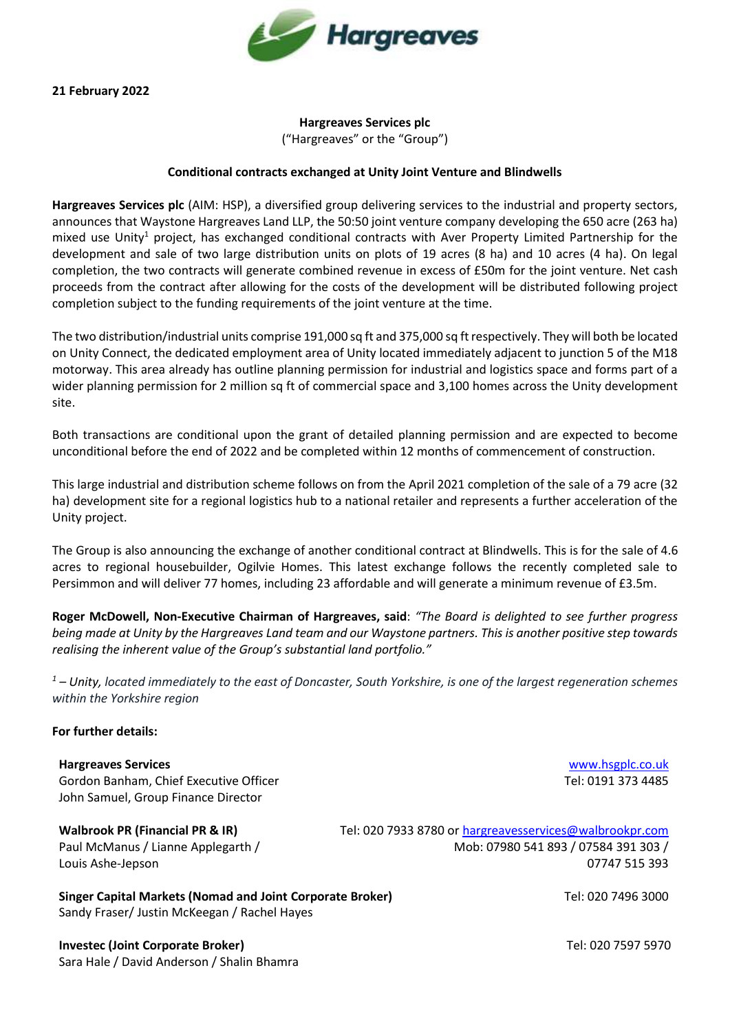21 February 2022

**Hargreaves Services plc**
("Hargreaves" or the "Group")

**Conditional contracts exchanged at Unity Joint Venture and Blindwells**

**Hargreaves Services plc** (AIM: HSP), a diversified group delivering services to the industrial and property sectors, announces that Waystone Hargreaves Land LLP, the 50:50 joint venture company developing the 650 acre (263 ha) mixed use Unity[1] project, has exchanged conditional contracts with Aver Property Limited Partnership for the development and sale of two large distribution units on plots of 19 acres (8 ha) and 10 acres (4 ha). On legal completion, the two contracts will generate combined revenue in excess of £50m for the joint venture. Net cash proceeds from the contract after allowing for the costs of the development will be distributed following project completion subject to the funding requirements of the joint venture at the time.

The two distribution/industrial units comprise 191,000 sq ft and 375,000 sq ft respectively. They will both be located on Unity Connect, the dedicated employment area of Unity located immediately adjacent to junction 5 of the M18 motorway. This area already has outline planning permission for industrial and logistics space and forms part of a wider planning permission for 2 million sq ft of commercial space and 3,100 homes across the Unity development site.

Both transactions are conditional upon the grant of detailed planning permission and are expected to become unconditional before the end of 2022 and be completed within 12 months of commencement of construction.

This large industrial and distribution scheme follows on from the April 2021 completion of the sale of a 79 acre (32 ha) development site for a regional logistics hub to a national retailer and represents a further acceleration of the Unity project.

The Group is also announcing the exchange of another conditional contract at Blindwells. This is for the sale of 4.6 acres to regional housebuilder, Ogilvie Homes. This latest exchange follows the recently completed sale to Persimmon and will deliver 77 homes, including 23 affordable and will generate a minimum revenue of £3.5m.

**Roger McDowell, Non-Executive Chairman of Hargreaves, said**: *"The Board is delighted to see further progress being made at Unity by the Hargreaves Land team and our Waystone partners. This is another positive step towards realising the inherent value of the Group's substantial land portfolio."*

*[1] – Unity, located immediately to the east of Doncaster, South Yorkshire, is one of the largest regeneration schemes within the Yorkshire region*

**For further details:**

**Hargreaves Services** — www.hsgplc.co.uk
Gordon Banham, Chief Executive Officer — Tel: 0191 373 4485
John Samuel, Group Finance Director

**Walbrook PR (Financial PR & IR)** — Tel: 020 7933 8780 or hargreavesservices@walbrookpr.com
Paul McManus / Lianne Applegarth / Louis Ashe-Jepson — Mob: 07980 541 893 / 07584 391 303 / 07747 515 393

**Singer Capital Markets (Nomad and Joint Corporate Broker)** — Tel: 020 7496 3000
Sandy Fraser/ Justin McKeegan / Rachel Hayes

**Investec (Joint Corporate Broker)** — Tel: 020 7597 5970
Sara Hale / David Anderson / Shalin Bhamra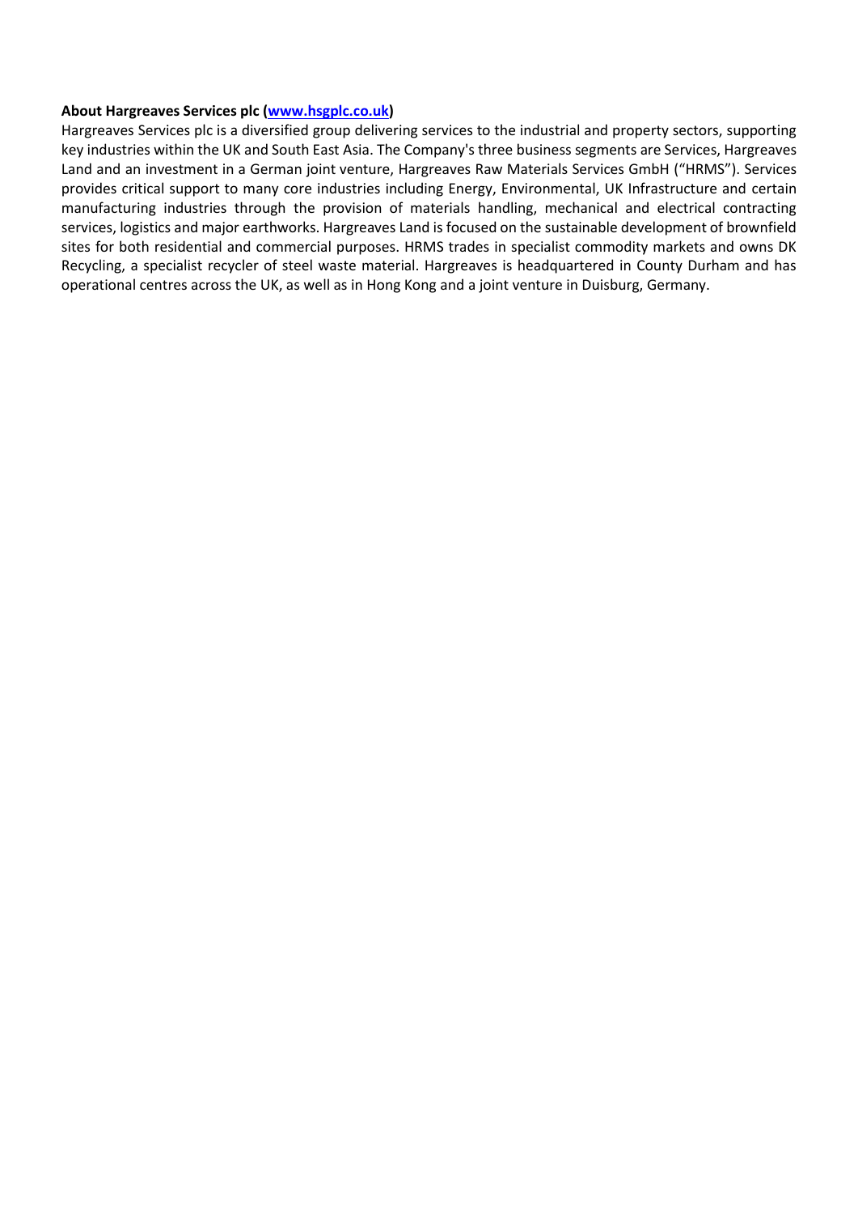**About Hargreaves Services plc ([www.hsgplc.co.uk](http://www.hsgplc.co.uk))**

Hargreaves Services plc is a diversified group delivering services to the industrial and property sectors, supporting key industries within the UK and South East Asia. The Company's three business segments are Services, Hargreaves Land and an investment in a German joint venture, Hargreaves Raw Materials Services GmbH ("HRMS"). Services provides critical support to many core industries including Energy, Environmental, UK Infrastructure and certain manufacturing industries through the provision of materials handling, mechanical and electrical contracting services, logistics and major earthworks. Hargreaves Land is focused on the sustainable development of brownfield sites for both residential and commercial purposes. HRMS trades in specialist commodity markets and owns DK Recycling, a specialist recycler of steel waste material. Hargreaves is headquartered in County Durham and has operational centres across the UK, as well as in Hong Kong and a joint venture in Duisburg, Germany.